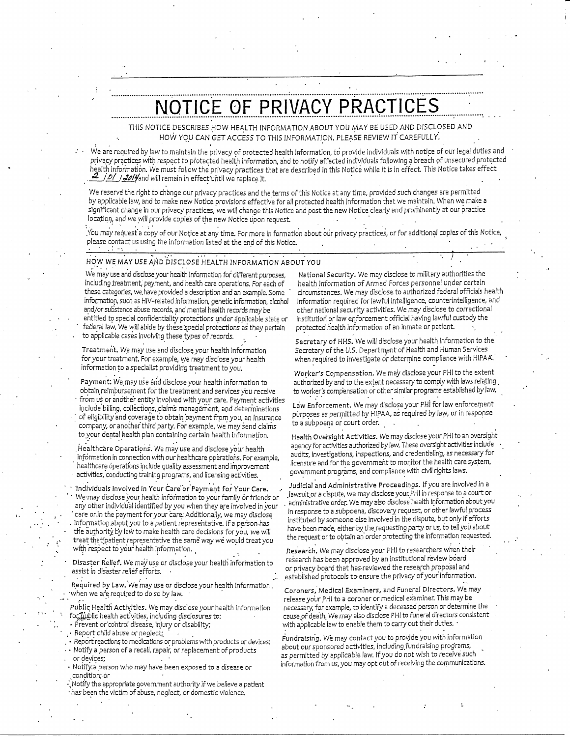# NOTICE OF PRIVACY PRACTICES

THIS NOTICE DESCRIBES HOW HEALTH INFORMATION ABOUT YOU MAY BE USED AND DISCLOSED AND HOW YOU CAN GET ACCESS TO THIS INFORMATION. PLEASE REVIEW IT CAREFULLY.

We are required by law to maintain the privacy of protected health information, to provide individuals with notice of our legal duties and privacy practices with respect to protected health information, and to notify affected individuals following a breach of unsecured protected health information. We must follow the privacy practices that are described in this Notice while it is in effect. This Notice takes effect 2/01/2014 and will remain in effect until we replace it.

We reserve the right to change our privacy practices and the terms of this Notice at any time, provided such changes are permitted by applicable law, and to make new Notice provisions effective for all protected health information that we maintain. When we make a significant change in our privacy practices, we will change this Notice and post the new Notice clearly and prominently at our practice location, and we will provide copies of the new Notice upon request.

You may request a copy of our Notice at any time. For more in formation about our privacy practices, or for additional copies of this Notice, please contact us using the information listed at the end of this Notice.

## HOW WE MAY USE AND DISCLOSE HEALTH INFORMATION ABOUT YOU

We may use and disclose your health information for different purposes, including treatment, payment, and health care operations. For each of these categories, we have provided a description and an example. Some information, such as HIV-related information, genetic information, alcohol and/or substance abuse records, and mental health records may be entitled to special confidentiality protections under applicable state or federal law. We will abide by these special protections as they pertain to applicable cases involving these types of records.

**Treatment.** We may use and disclose your health information for your treatment. For example, we may disclose your health information to a specialist providing treatment to you.

**Payment:** We may use and disclose your health information to obtain reimbursement for the treatment and services you receive from us or another entity involved with your care. Payment activities include billing, collections, claims management, and determinations of eligibility and coverage to obtain payment from you, an insurance company, or another third party. For example, we may send claims to your dental health plan containing certain health information.

**Healthcare Operations.** We may use and disclose your health information in connection with our healthcare operations. For example, healthcare operations include quality assessment and improvement activities, conducting training programs, and licensing activities.

**Individuals Involved in Your Care or Payment for Your Care.** We may disclose your health information to your family or friends or any other individual identified by you when they are involved in your care or in the payment for your care. Additionally, we may disclose information about you to a patient representative. If a person has the authority by law to make health care decisions for you, we will treat that patient representative the same way we would treat you with respect to your health information.

**Disaster Relief.** We may use or disclose your health information to assist in disaster relief efforts.

**Required by Law.** We may use or disclose your health information when we are required to do so by law.

**Public Health Activities.** We may disclose your health information for public health activities, including disclosures to:

- Prevent or control disease, injury or disability;
- Report child abuse or neglect;
- Report reactions to medications or problems with products or devices;
- Notify a person of a recall, repair, or replacement of products or devices;
- Notify a person who may have been exposed to a disease or condition; or
- Notify the appropriate government authority if we believe a patient has been the victim of abuse, neglect, or domestic violence.

**National Security.** We may disclose to military authorities the health information of Armed Forces personnel under certain circumstances. We may disclose to authorized federal officials health information required for lawful intelligence, counterintelligence, and other national security activities. We may disclose to correctional institution or law enforcement official having lawful custody the protected health information of an inmate or patient.

**Secretary of HHS.** We will disclose your health information to the Secretary of the U.S. Department of Health and Human Services when required to investigate or determine compliance with HIPAA.

**Worker's Compensation.** We may disclose your PHI to the extent authorized by and to the extent necessary to comply with laws relating to worker's compensation or other similar programs established by law.

**Law Enforcement.** We may disclose your PHI for law enforcement purposes as permitted by HIPAA, as required by law, or in response to a subpoena or court order.

**Health Oversight Activities.** We may disclose your PHI to an oversight agency for activities authorized by law. These oversight activities include audits, investigations, inspections, and credentialing, as necessary for licensure and for the government to monitor the health care system, government programs, and compliance with civil rights laws.

**Judicial and Administrative Proceedings.** If you are involved in a lawsuit or a dispute, we may disclose your PHI in response to a court or administrative order. We may also disclose health information about you in response to a subpoena, discovery request, or other lawful process instituted by someone else involved in the dispute, but only if efforts have been made, either by the requesting party or us, to tell you about the request or to obtain an order protecting the information requested.

**Research.** We may disclose your PHI to researchers when their research has been approved by an institutional review board or privacy board that has reviewed the research proposal and established protocols to ensure the privacy of your information.

**Coroners, Medical Examiners, and Funeral Directors.** We may release your PHI to a coroner or medical examiner. This may be necessary, for example, to identify a deceased person or determine the cause of death. We may also disclose PHI to funeral directors consistent with applicable law to enable them to carry out their duties.

**Fundraising.** We may contact you to provide you with information about our sponsored activities, including fundraising programs, as permitted by applicable law. If you do not wish to receive such information from us, you may opt out of receiving the communications.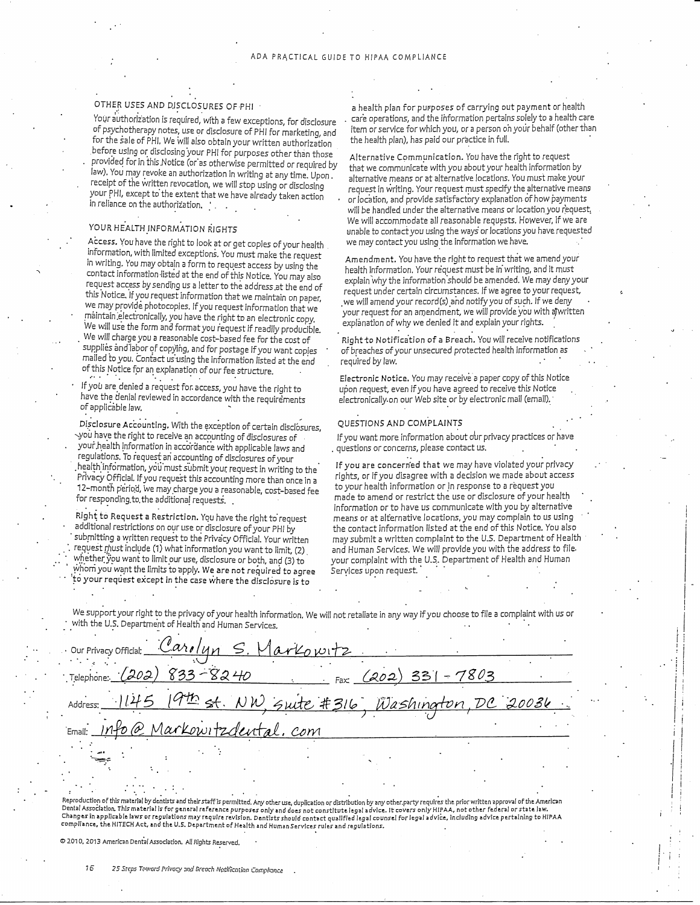## OTHER USES AND DISCLOSURES OF PHI

Your authorization is required, with a few exceptions, for disclosure of psychotherapy notes, use or disclosure of PHI for marketing, and for the sale of PHI. We will also obtain your written authorization before using or disclosing your PHI for purposes other than those provided for in this Notice (or as otherwise permitted or required by law). You may revoke an authorization in writing at any time. Upon receipt of the written revocation, we will stop using or disclosing your PHI, except to the extent that we have already taken action in reliance on the authorization.

## YOUR HEALTH INFORMATION RIGHTS

**Access.** You have the right to look at or get copies of your health information, with limited exceptions. You must make the request in writing. You may obtain a form to request access by using the contact information listed at the end of this Notice. You may also request access by sending us a letter to the address at the end of this Notice. If you request information that we maintain on paper, we may provide photocopies. If you request information that we maintain electronically, you have the right to an electronic copy. We will use the form and format you request if readily producible. We will charge you a reasonable cost-based fee for the cost of supplies and labor of copying, and for postage if you want copies mailed to you. Contact us using the information listed at the end of this Notice for an explanation of our fee structure.

If you are denied a request for access, you have the right to have the denial reviewed in accordance with the requirements of applicable law.

**Disclosure Accounting.** With the exception of certain disclosures, you have the right to receive an accounting of disclosures of your health information in accordance with applicable laws and regulations. To request an accounting of disclosures of your health information, you must submit your request in writing to the Privacy Official. If you request this accounting more than once in a 12-month period, we may charge you a reasonable, cost-based fee for responding to the additional requests.

**Right to Request a Restriction.** You have the right to request additional restrictions on our use or disclosure of your PHI by submitting a written request to the Privacy Official. Your written request must include (1) what information you want to limit, (2) whether you want to limit our use, disclosure or both, and (3) to whom you want the limits to apply. **We are not required to agree to your request except in the case where the disclosure is to** a health plan for purposes of carrying out payment or health care operations, and the information pertains solely to a health care item or service for which you, or a person on your behalf (other than the health plan), has paid our practice in full.

**Alternative Communication.** You have the right to request that we communicate with you about your health information by alternative means or at alternative locations. You must make your request in writing. Your request must specify the alternative means or location, and provide satisfactory explanation of how payments will be handled under the alternative means or location you request. We will accommodate all reasonable requests. However, if we are unable to contact you using the ways or locations you have requested we may contact you using the information we have.

**Amendment.** You have the right to request that we amend your health information. Your request must be in writing, and it must explain why the information should be amended. We may deny your request under certain circumstances. If we agree to your request, we will amend your record(s) and notify you of such. If we deny your request for an amendment, we will provide you with a written explanation of why we denied it and explain your rights.

**Right to Notification of a Breach.** You will receive notifications of breaches of your unsecured protected health information as required by law.

**Electronic Notice.** You may receive a paper copy of this Notice upon request, even if you have agreed to receive this Notice electronically on our Web site or by electronic mail (email).

## QUESTIONS AND COMPLAINTS

If you want more information about our privacy practices or have questions or concerns, please contact us.

If you are concerned that we may have violated your privacy rights, or if you disagree with a decision we made about access to your health information or in response to a request you made to amend or restrict the use or disclosure of your health information or to have us communicate with you by alternative means or at alternative locations, you may complain to us using the contact information listed at the end of this Notice. You also may submit a written complaint to the U.S. Department of Health and Human Services. We will provide you with the address to file your complaint with the U.S. Department of Health and Human Services upon request.

We support your right to the privacy of your health information. We will not retaliate in any way if you choose to file a complaint with us or with the U.S. Department of Health and Human Services.

Our Privacy Official: Carolyn S. Markowitz

Telephone: (202) 833-8240 Fax: (202) 331-7803

Address: 1145 19th St. NW, Suite #316, Washington, DC 20036

Email: info@Markowitzdental.com

Reproduction of this material by dentists and their staff is permitted. Any other use, duplication or distribution by any other party requires the prior written approval of the American Dental Association. This material is for general reference purposes only and does not constitute legal advice. It covers only HIPAA, not other federal or state law. Changes in applicable laws or regulations may require revision. Dentists should contact qualified legal counsel for legal advice, including advice pertaining to HIPAA compliance, the HITECH Act, and the U.S. Department of Health and Human Services rules and regulations.

© 2010, 2013 American Dental Association. All Rights Reserved.